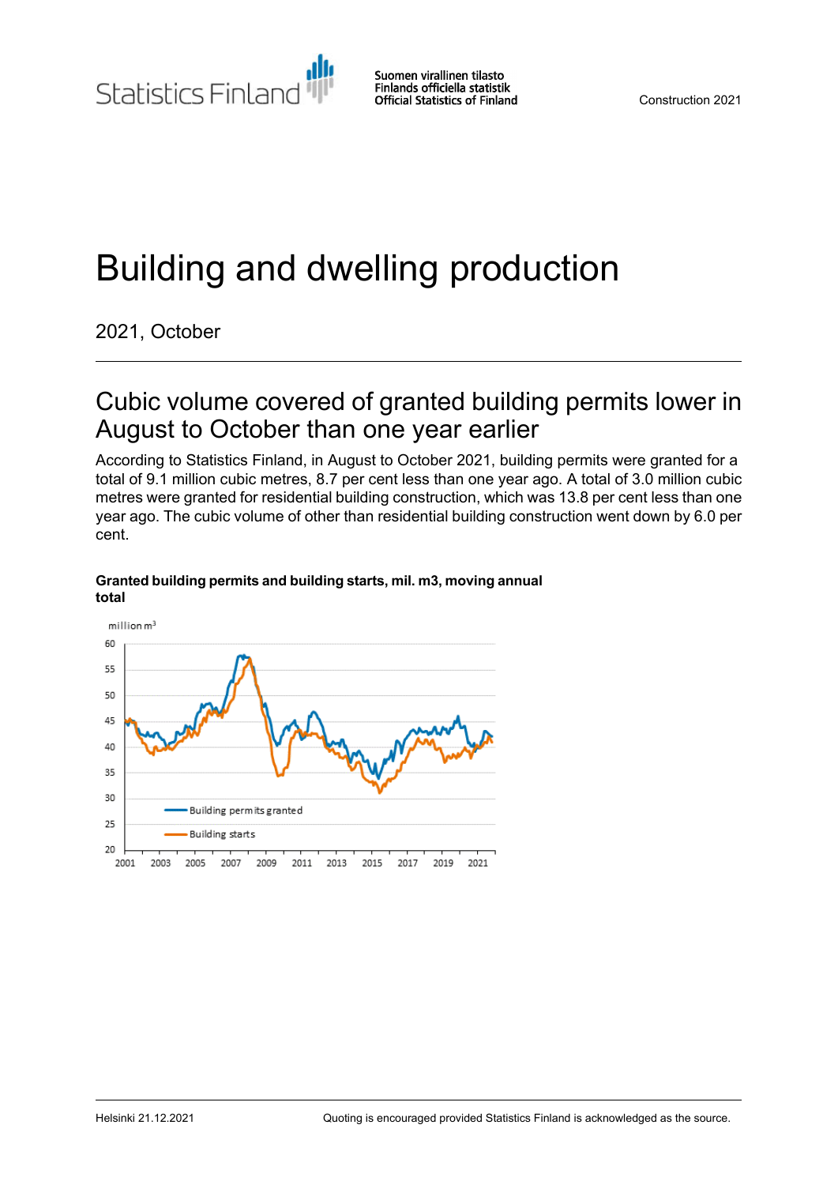Statistics Finland

Suomen virallinen tilasto
Finlands officiella statistik
Official Statistics of Finland

Construction 2021

# Building and dwelling production

2021, October

## Cubic volume covered of granted building permits lower in August to October than one year earlier

According to Statistics Finland, in August to October 2021, building permits were granted for a total of 9.1 million cubic metres, 8.7 per cent less than one year ago. A total of 3.0 million cubic metres were granted for residential building construction, which was 13.8 per cent less than one year ago. The cubic volume of other than residential building construction went down by 6.0 per cent.

**Granted building permits and building starts, mil. m3, moving annual total**

Helsinki 21.12.2021

Quoting is encouraged provided Statistics Finland is acknowledged as the source.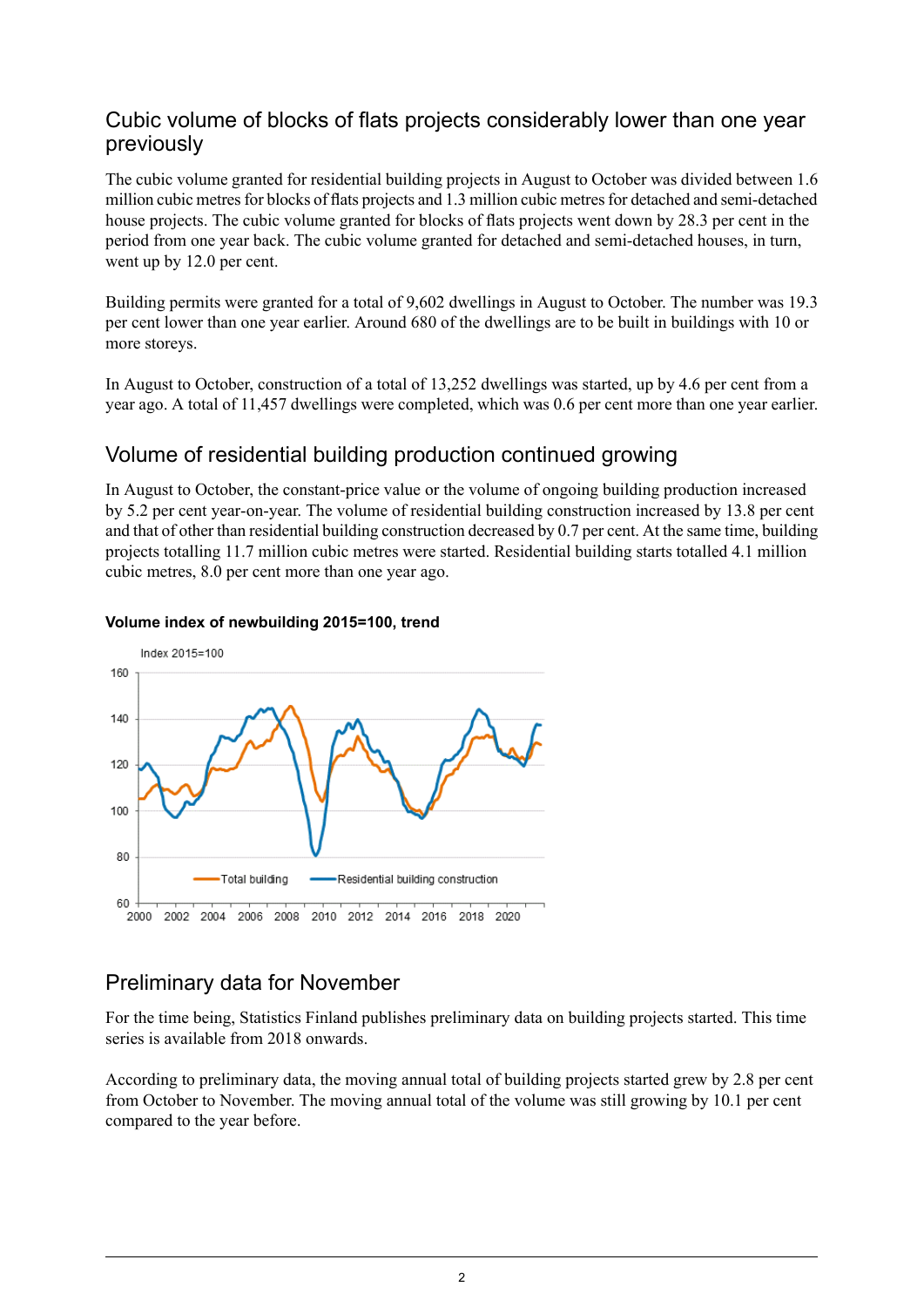## Cubic volume of blocks of flats projects considerably lower than one year previously

The cubic volume granted for residential building projects in August to October was divided between 1.6 million cubic metres for blocks of flats projects and 1.3 million cubic metres for detached and semi-detached house projects. The cubic volume granted for blocks of flats projects went down by 28.3 per cent in the period from one year back. The cubic volume granted for detached and semi-detached houses, in turn, went up by 12.0 per cent.

Building permits were granted for a total of 9,602 dwellings in August to October. The number was 19.3 per cent lower than one year earlier. Around 680 of the dwellings are to be built in buildings with 10 or more storeys.

In August to October, construction of a total of 13,252 dwellings was started, up by 4.6 per cent from a year ago. A total of 11,457 dwellings were completed, which was 0.6 per cent more than one year earlier.

## Volume of residential building production continued growing

In August to October, the constant-price value or the volume of ongoing building production increased by 5.2 per cent year-on-year. The volume of residential building construction increased by 13.8 per cent and that of other than residential building construction decreased by 0.7 per cent. At the same time, building projects totalling 11.7 million cubic metres were started. Residential building starts totalled 4.1 million cubic metres, 8.0 per cent more than one year ago.

**Volume index of newbuilding 2015=100, trend**

## Preliminary data for November

For the time being, Statistics Finland publishes preliminary data on building projects started. This time series is available from 2018 onwards.

According to preliminary data, the moving annual total of building projects started grew by 2.8 per cent from October to November. The moving annual total of the volume was still growing by 10.1 per cent compared to the year before.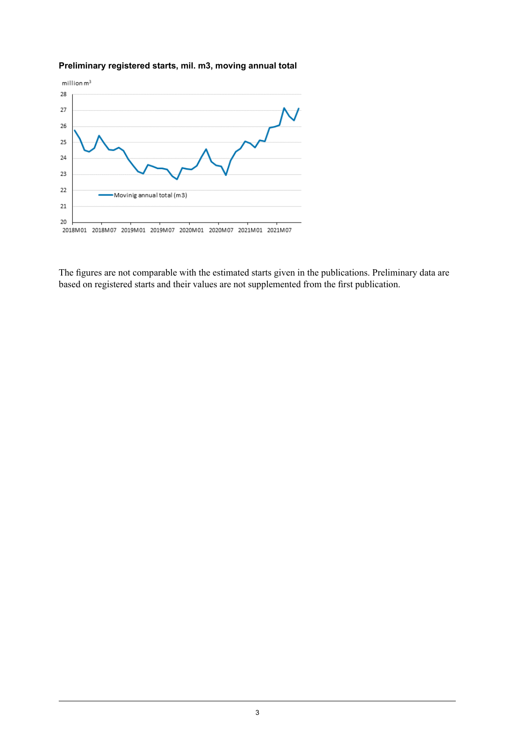**Preliminary registered starts, mil. m3, moving annual total**

The figures are not comparable with the estimated starts given in the publications. Preliminary data are based on registered starts and their values are not supplemented from the first publication.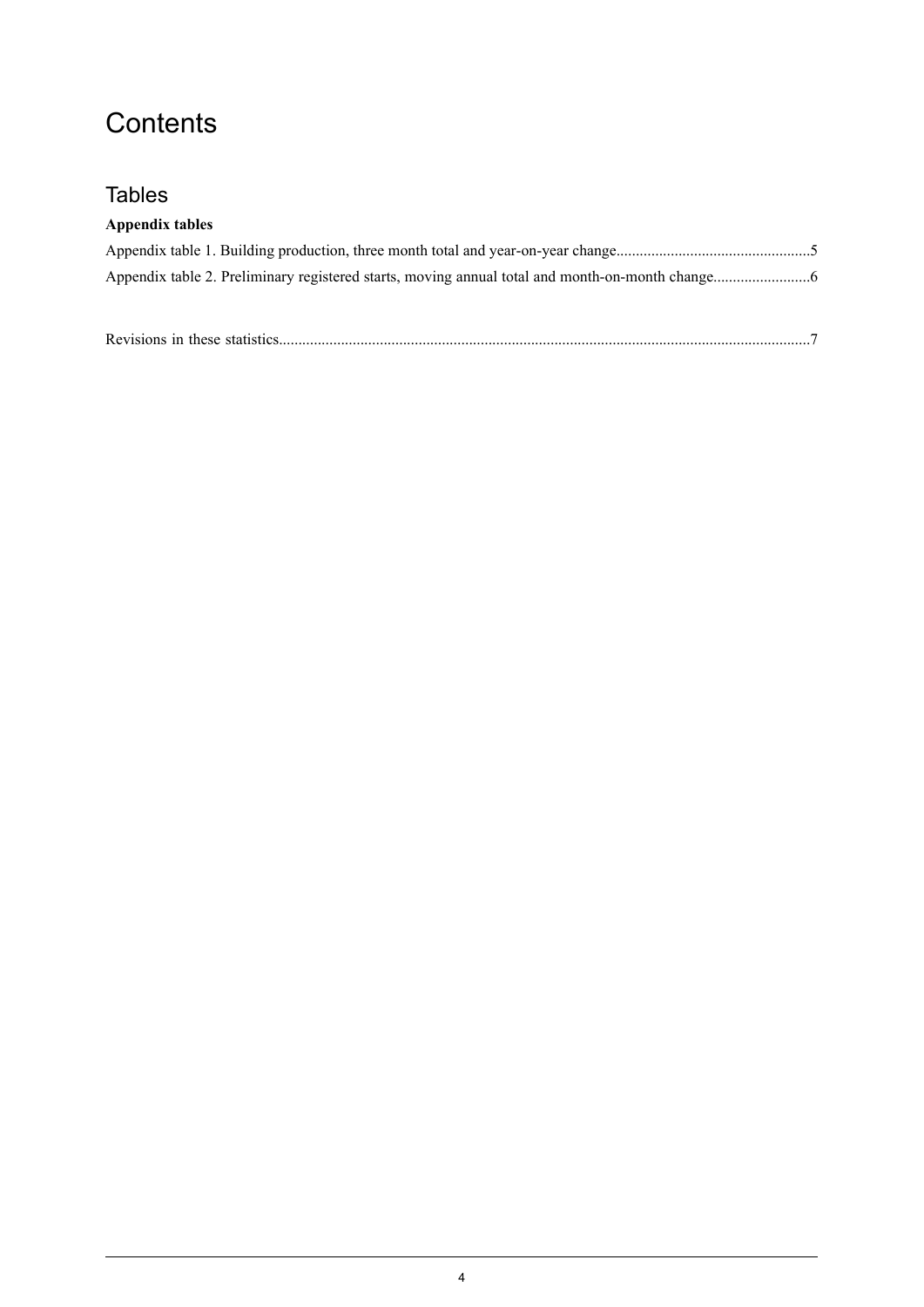# Contents

## Tables

**Appendix tables**

Appendix table 1. Building production, three month total and year-on-year change..................................................5

Appendix table 2. Preliminary registered starts, moving annual total and month-on-month change.........................6

Revisions in these statistics.........................................................................................................................................7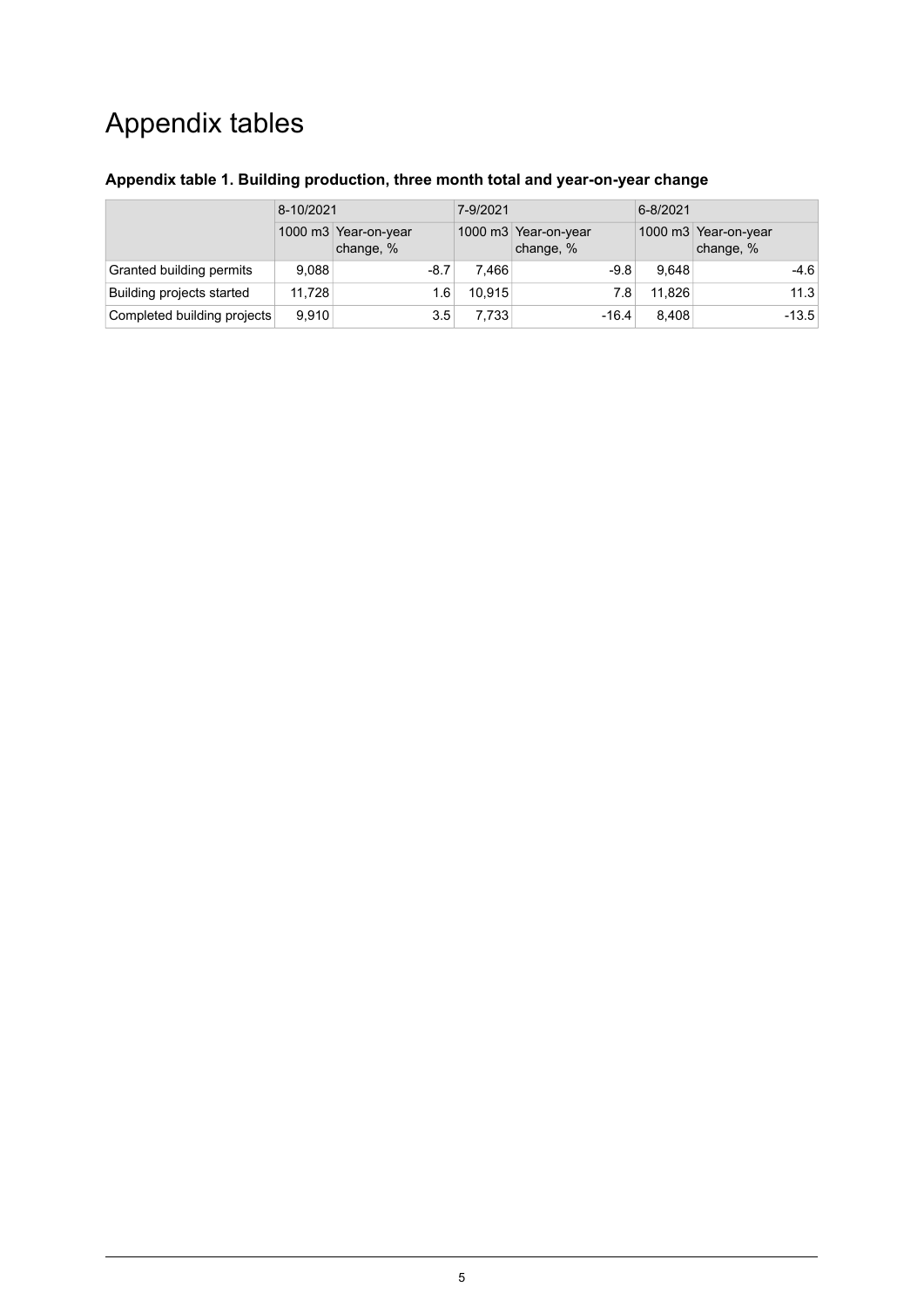# Appendix tables

### Appendix table 1. Building production, three month total and year-on-year change

| | 8-10/2021 | | 7-9/2021 | | 6-8/2021 | |
|---|---|---|---|---|---|---|
| | 1000 m3 | Year-on-year change, % | 1000 m3 | Year-on-year change, % | 1000 m3 | Year-on-year change, % |
| Granted building permits | 9,088 | -8.7 | 7,466 | -9.8 | 9,648 | -4.6 |
| Building projects started | 11,728 | 1.6 | 10,915 | 7.8 | 11,826 | 11.3 |
| Completed building projects | 9,910 | 3.5 | 7,733 | -16.4 | 8,408 | -13.5 |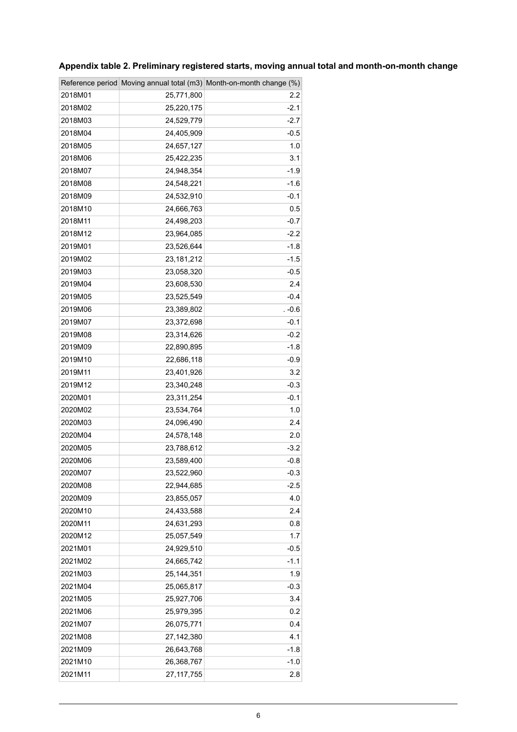**Appendix table 2. Preliminary registered starts, moving annual total and month-on-month change**

| Reference period | Moving annual total (m3) | Month-on-month change (%) |
|---|---|---|
| 2018M01 | 25,771,800 | 2.2 |
| 2018M02 | 25,220,175 | -2.1 |
| 2018M03 | 24,529,779 | -2.7 |
| 2018M04 | 24,405,909 | -0.5 |
| 2018M05 | 24,657,127 | 1.0 |
| 2018M06 | 25,422,235 | 3.1 |
| 2018M07 | 24,948,354 | -1.9 |
| 2018M08 | 24,548,221 | -1.6 |
| 2018M09 | 24,532,910 | -0.1 |
| 2018M10 | 24,666,763 | 0.5 |
| 2018M11 | 24,498,203 | -0.7 |
| 2018M12 | 23,964,085 | -2.2 |
| 2019M01 | 23,526,644 | -1.8 |
| 2019M02 | 23,181,212 | -1.5 |
| 2019M03 | 23,058,320 | -0.5 |
| 2019M04 | 23,608,530 | 2.4 |
| 2019M05 | 23,525,549 | -0.4 |
| 2019M06 | 23,389,802 | . -0.6 |
| 2019M07 | 23,372,698 | -0.1 |
| 2019M08 | 23,314,626 | -0.2 |
| 2019M09 | 22,890,895 | -1.8 |
| 2019M10 | 22,686,118 | -0.9 |
| 2019M11 | 23,401,926 | 3.2 |
| 2019M12 | 23,340,248 | -0.3 |
| 2020M01 | 23,311,254 | -0.1 |
| 2020M02 | 23,534,764 | 1.0 |
| 2020M03 | 24,096,490 | 2.4 |
| 2020M04 | 24,578,148 | 2.0 |
| 2020M05 | 23,788,612 | -3.2 |
| 2020M06 | 23,589,400 | -0.8 |
| 2020M07 | 23,522,960 | -0.3 |
| 2020M08 | 22,944,685 | -2.5 |
| 2020M09 | 23,855,057 | 4.0 |
| 2020M10 | 24,433,588 | 2.4 |
| 2020M11 | 24,631,293 | 0.8 |
| 2020M12 | 25,057,549 | 1.7 |
| 2021M01 | 24,929,510 | -0.5 |
| 2021M02 | 24,665,742 | -1.1 |
| 2021M03 | 25,144,351 | 1.9 |
| 2021M04 | 25,065,817 | -0.3 |
| 2021M05 | 25,927,706 | 3.4 |
| 2021M06 | 25,979,395 | 0.2 |
| 2021M07 | 26,075,771 | 0.4 |
| 2021M08 | 27,142,380 | 4.1 |
| 2021M09 | 26,643,768 | -1.8 |
| 2021M10 | 26,368,767 | -1.0 |
| 2021M11 | 27,117,755 | 2.8 |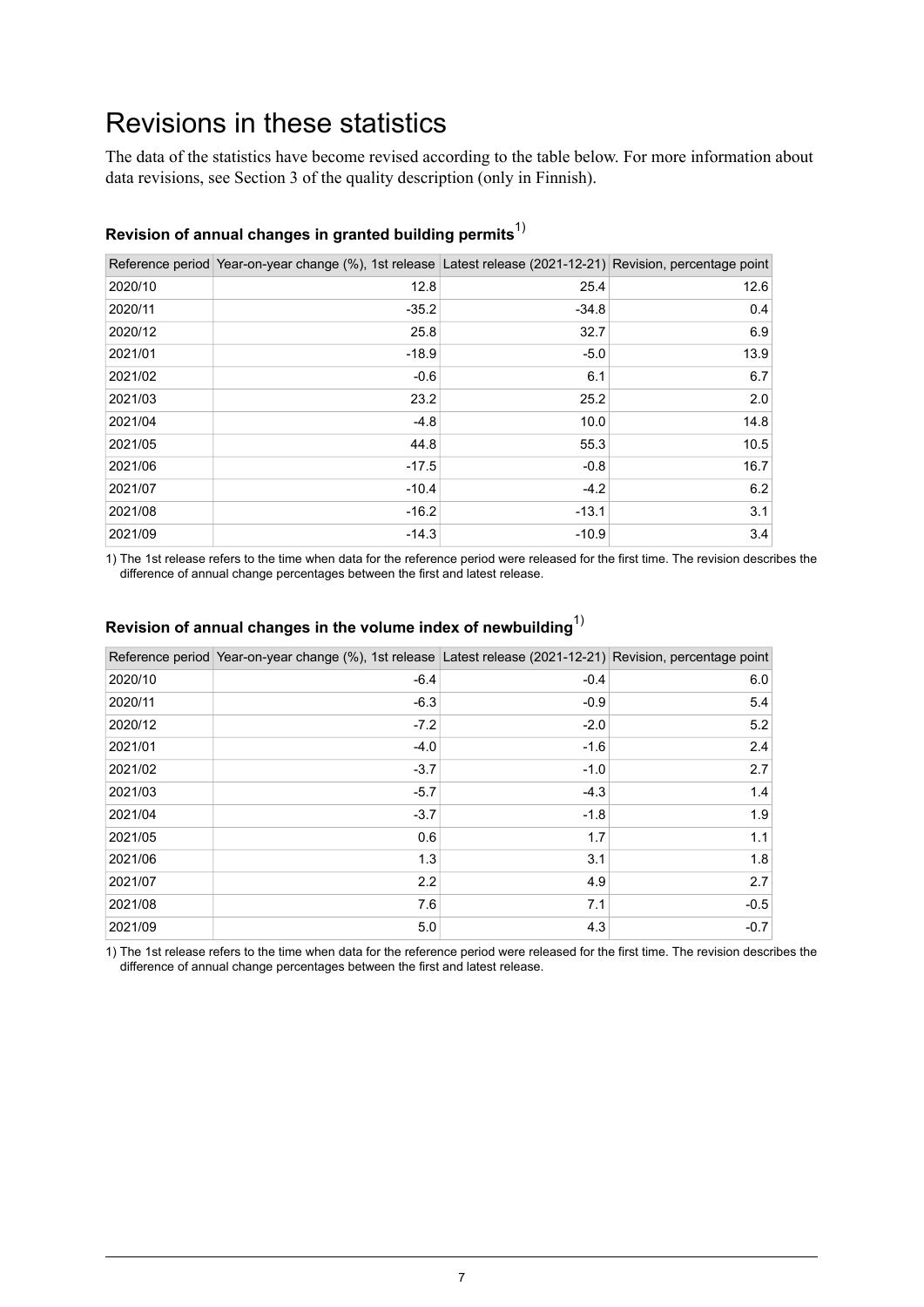# Revisions in these statistics

The data of the statistics have become revised according to the table below. For more information about data revisions, see Section 3 of the quality description (only in Finnish).

### Revision of annual changes in granted building permits[1)]

| Reference period | Year-on-year change (%), 1st release | Latest release (2021-12-21) | Revision, percentage point |
|---|---|---|---|
| 2020/10 | 12.8 | 25.4 | 12.6 |
| 2020/11 | -35.2 | -34.8 | 0.4 |
| 2020/12 | 25.8 | 32.7 | 6.9 |
| 2021/01 | -18.9 | -5.0 | 13.9 |
| 2021/02 | -0.6 | 6.1 | 6.7 |
| 2021/03 | 23.2 | 25.2 | 2.0 |
| 2021/04 | -4.8 | 10.0 | 14.8 |
| 2021/05 | 44.8 | 55.3 | 10.5 |
| 2021/06 | -17.5 | -0.8 | 16.7 |
| 2021/07 | -10.4 | -4.2 | 6.2 |
| 2021/08 | -16.2 | -13.1 | 3.1 |
| 2021/09 | -14.3 | -10.9 | 3.4 |

1) The 1st release refers to the time when data for the reference period were released for the first time. The revision describes the difference of annual change percentages between the first and latest release.

### Revision of annual changes in the volume index of newbuilding[1)]

| Reference period | Year-on-year change (%), 1st release | Latest release (2021-12-21) | Revision, percentage point |
|---|---|---|---|
| 2020/10 | -6.4 | -0.4 | 6.0 |
| 2020/11 | -6.3 | -0.9 | 5.4 |
| 2020/12 | -7.2 | -2.0 | 5.2 |
| 2021/01 | -4.0 | -1.6 | 2.4 |
| 2021/02 | -3.7 | -1.0 | 2.7 |
| 2021/03 | -5.7 | -4.3 | 1.4 |
| 2021/04 | -3.7 | -1.8 | 1.9 |
| 2021/05 | 0.6 | 1.7 | 1.1 |
| 2021/06 | 1.3 | 3.1 | 1.8 |
| 2021/07 | 2.2 | 4.9 | 2.7 |
| 2021/08 | 7.6 | 7.1 | -0.5 |
| 2021/09 | 5.0 | 4.3 | -0.7 |

1) The 1st release refers to the time when data for the reference period were released for the first time. The revision describes the difference of annual change percentages between the first and latest release.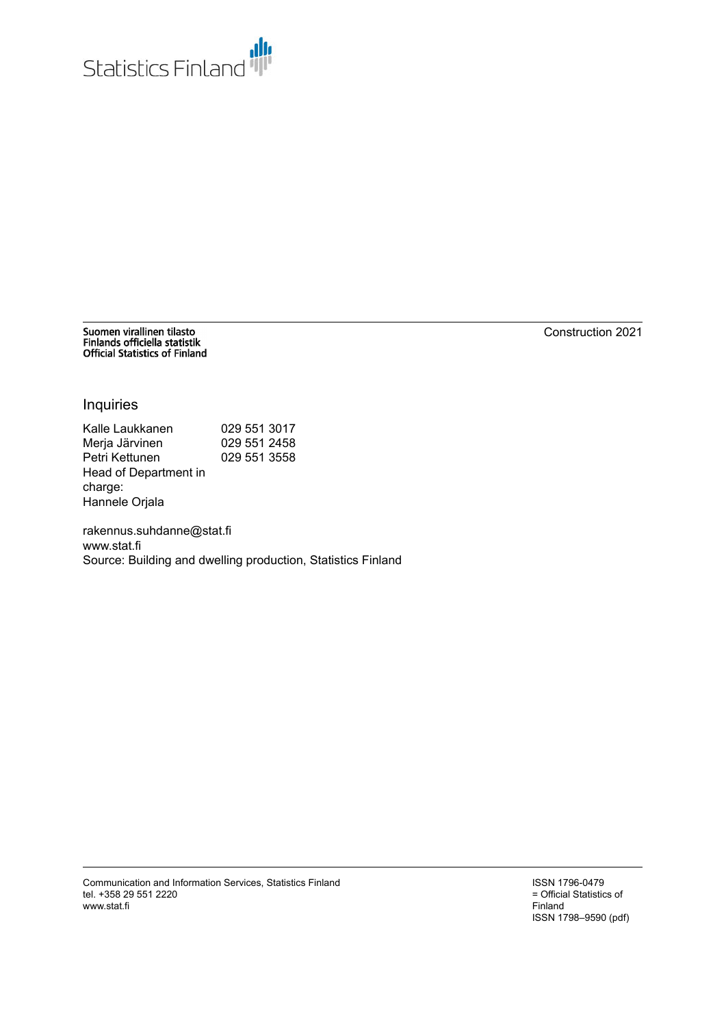Statistics Finland

Suomen virallinen tilasto
Finlands officiella statistik
Official Statistics of Finland

Construction 2021

## Inquiries

| | |
|---|---|
| Kalle Laukkanen | 029 551 3017 |
| Merja Järvinen | 029 551 2458 |
| Petri Kettunen | 029 551 3558 |
| Head of Department in charge: Hannele Orjala | |

rakennus.suhdanne@stat.fi
www.stat.fi
Source: Building and dwelling production, Statistics Finland

Communication and Information Services, Statistics Finland
tel. +358 29 551 2220
www.stat.fi

ISSN 1796-0479
= Official Statistics of Finland
ISSN 1798–9590 (pdf)